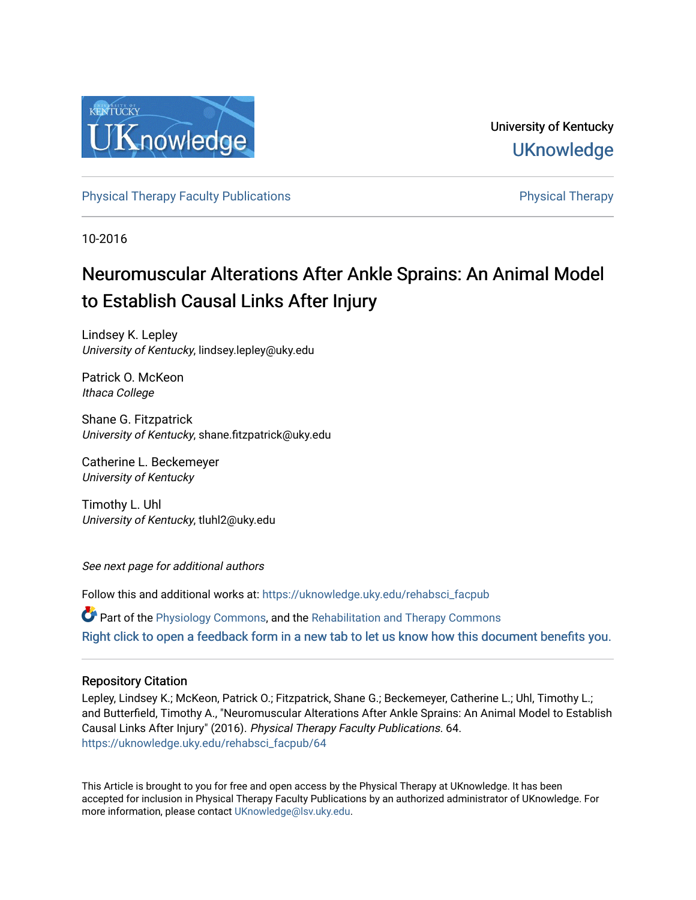University of Kentucky

UKnowledge

Physical Therapy Faculty Publications

Physical Therapy

10-2016

# Neuromuscular Alterations After Ankle Sprains: An Animal Model to Establish Causal Links After Injury

Lindsey K. Lepley
*University of Kentucky*, lindsey.lepley@uky.edu

Patrick O. McKeon
*Ithaca College*

Shane G. Fitzpatrick
*University of Kentucky*, shane.fitzpatrick@uky.edu

Catherine L. Beckemeyer
*University of Kentucky*

Timothy L. Uhl
*University of Kentucky*, tluhl2@uky.edu

*See next page for additional authors*

Follow this and additional works at: https://uknowledge.uky.edu/rehabsci_facpub

Part of the Physiology Commons, and the Rehabilitation and Therapy Commons

Right click to open a feedback form in a new tab to let us know how this document benefits you.

## Repository Citation

Lepley, Lindsey K.; McKeon, Patrick O.; Fitzpatrick, Shane G.; Beckemeyer, Catherine L.; Uhl, Timothy L.; and Butterfield, Timothy A., "Neuromuscular Alterations After Ankle Sprains: An Animal Model to Establish Causal Links After Injury" (2016). *Physical Therapy Faculty Publications*. 64.
https://uknowledge.uky.edu/rehabsci_facpub/64

This Article is brought to you for free and open access by the Physical Therapy at UKnowledge. It has been accepted for inclusion in Physical Therapy Faculty Publications by an authorized administrator of UKnowledge. For more information, please contact UKnowledge@lsv.uky.edu.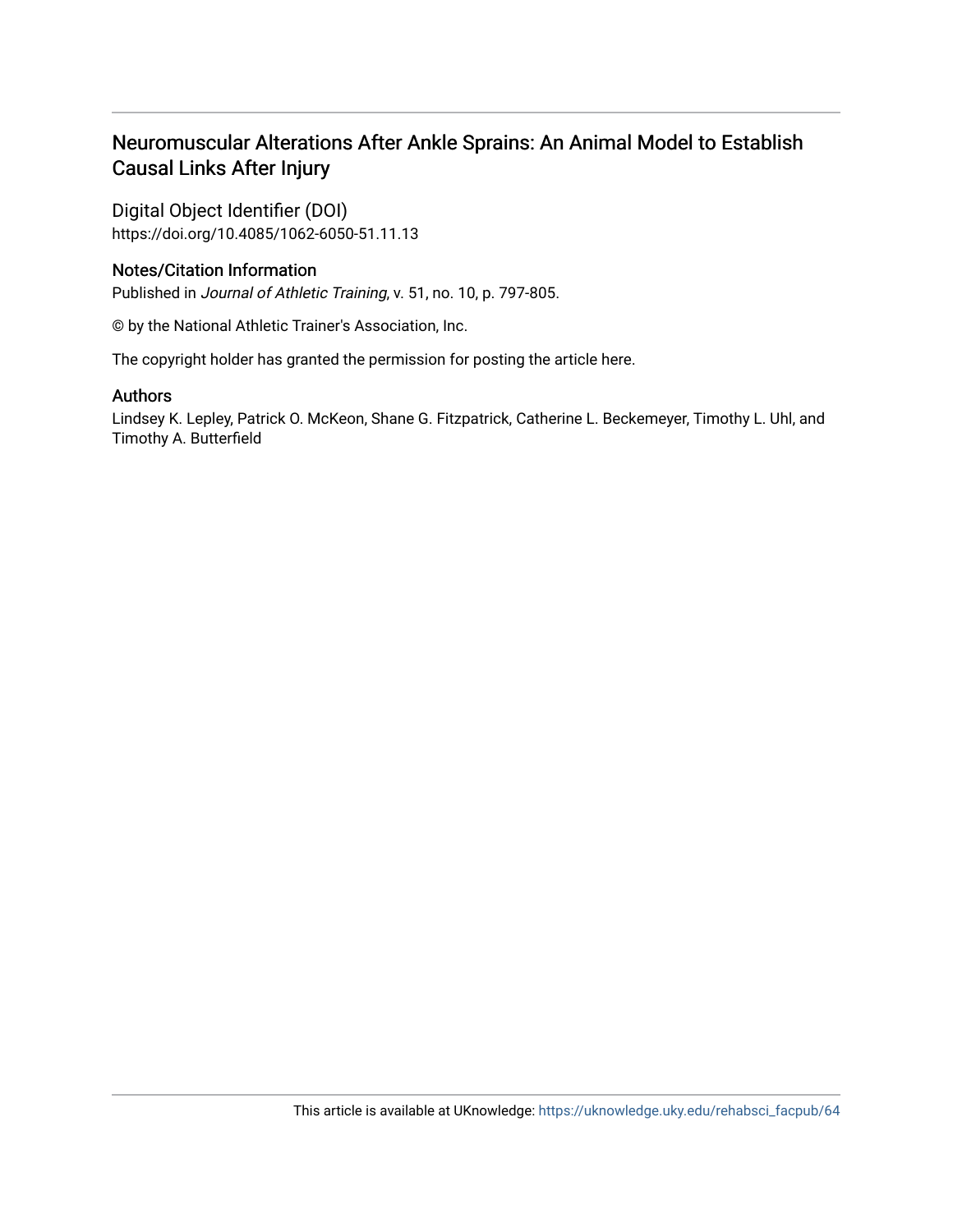# Neuromuscular Alterations After Ankle Sprains: An Animal Model to Establish Causal Links After Injury

## Digital Object Identifier (DOI)

https://doi.org/10.4085/1062-6050-51.11.13

## Notes/Citation Information

Published in *Journal of Athletic Training*, v. 51, no. 10, p. 797-805.

© by the National Athletic Trainer's Association, Inc.

The copyright holder has granted the permission for posting the article here.

## Authors

Lindsey K. Lepley, Patrick O. McKeon, Shane G. Fitzpatrick, Catherine L. Beckemeyer, Timothy L. Uhl, and Timothy A. Butterfield

This article is available at UKnowledge: https://uknowledge.uky.edu/rehabsci_facpub/64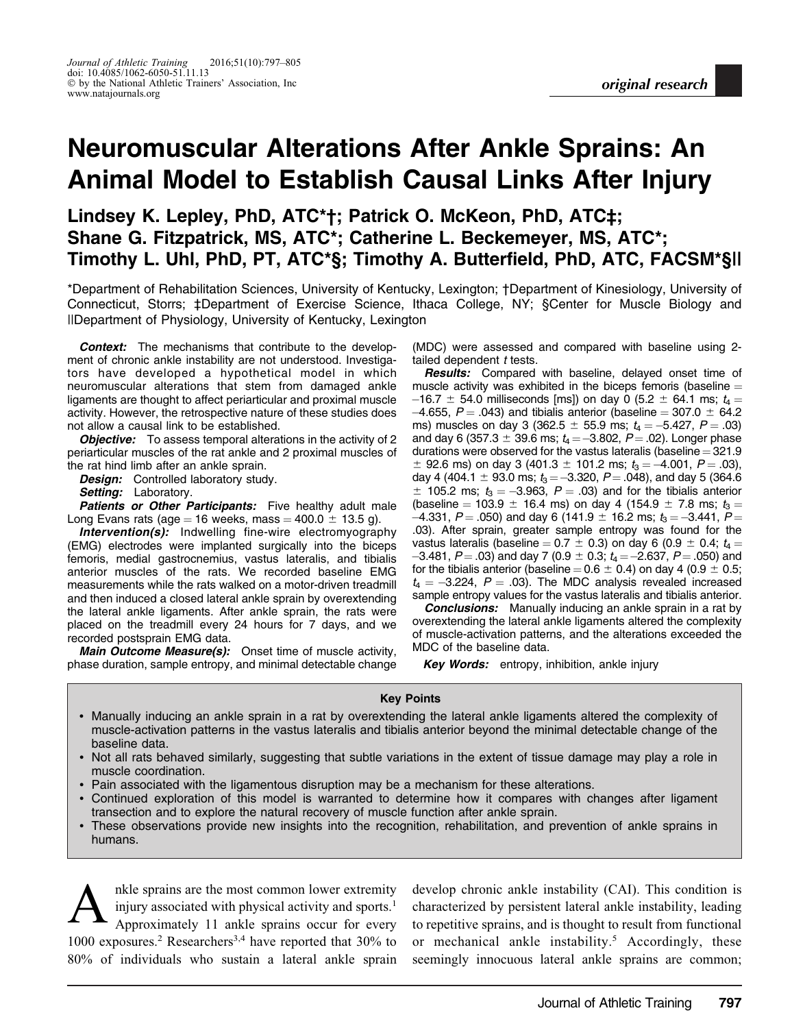# Neuromuscular Alterations After Ankle Sprains: An Animal Model to Establish Causal Links After Injury

**Lindsey K. Lepley, PhD, ATC*†; Patrick O. McKeon, PhD, ATC‡; Shane G. Fitzpatrick, MS, ATC*; Catherine L. Beckemeyer, MS, ATC*; Timothy L. Uhl, PhD, PT, ATC*§; Timothy A. Butterfield, PhD, ATC, FACSM*§||**

*Department of Rehabilitation Sciences, University of Kentucky, Lexington; †Department of Kinesiology, University of Connecticut, Storrs; ‡Department of Exercise Science, Ithaca College, NY; §Center for Muscle Biology and ||Department of Physiology, University of Kentucky, Lexington

***Context:*** The mechanisms that contribute to the development of chronic ankle instability are not understood. Investigators have developed a hypothetical model in which neuromuscular alterations that stem from damaged ankle ligaments are thought to affect periarticular and proximal muscle activity. However, the retrospective nature of these studies does not allow a causal link to be established.

***Objective:*** To assess temporal alterations in the activity of 2 periarticular muscles of the rat ankle and 2 proximal muscles of the rat hind limb after an ankle sprain.

***Design:*** Controlled laboratory study.

***Setting:*** Laboratory.

***Patients or Other Participants:*** Five healthy adult male Long Evans rats (age = 16 weeks, mass = 400.0 ± 13.5 g).

***Intervention(s):*** Indwelling fine-wire electromyography (EMG) electrodes were implanted surgically into the biceps femoris, medial gastrocnemius, vastus lateralis, and tibialis anterior muscles of the rats. We recorded baseline EMG measurements while the rats walked on a motor-driven treadmill and then induced a closed lateral ankle sprain by overextending the lateral ankle ligaments. After ankle sprain, the rats were placed on the treadmill every 24 hours for 7 days, and we recorded postsprain EMG data.

***Main Outcome Measure(s):*** Onset time of muscle activity, phase duration, sample entropy, and minimal detectable change (MDC) were assessed and compared with baseline using 2-tailed dependent *t* tests.

***Results:*** Compared with baseline, delayed onset time of muscle activity was exhibited in the biceps femoris (baseline = −16.7 ± 54.0 milliseconds [ms]) on day 0 (5.2 ± 64.1 ms; $t_4$ = −4.655, $P$ = .043) and tibialis anterior (baseline = 307.0 ± 64.2 ms) muscles on day 3 (362.5 ± 55.9 ms; $t_4$ = −5.427, $P$ = .03) and day 6 (357.3 ± 39.6 ms; $t_4$ = −3.802, $P$ = .02). Longer phase durations were observed for the vastus lateralis (baseline = 321.9 ± 92.6 ms) on day 3 (401.3 ± 101.2 ms; $t_3$ = −4.001, $P$ = .03), day 4 (404.1 ± 93.0 ms; $t_3$ = −3.320, $P$ = .048), and day 5 (364.6 ± 105.2 ms; $t_3$ = −3.963, $P$ = .03) and for the tibialis anterior (baseline = 103.9 ± 16.4 ms) on day 4 (154.9 ± 7.8 ms; $t_3$ = −4.331, $P$ = .050) and day 6 (141.9 ± 16.2 ms; $t_3$ = −3.441, $P$ = .03). After sprain, greater sample entropy was found for the vastus lateralis (baseline = 0.7 ± 0.3) on day 6 (0.9 ± 0.4; $t_4$ = −3.481, $P$ = .03) and day 7 (0.9 ± 0.3; $t_4$ = −2.637, $P$ = .050) and for the tibialis anterior (baseline = 0.6 ± 0.4) on day 4 (0.9 ± 0.5; $t_4$ = −3.224, $P$ = .03). The MDC analysis revealed increased sample entropy values for the vastus lateralis and tibialis anterior.

***Conclusions:*** Manually inducing an ankle sprain in a rat by overextending the lateral ankle ligaments altered the complexity of muscle-activation patterns, and the alterations exceeded the MDC of the baseline data.

***Key Words:*** entropy, inhibition, ankle injury

**Key Points**

- Manually inducing an ankle sprain in a rat by overextending the lateral ankle ligaments altered the complexity of muscle-activation patterns in the vastus lateralis and tibialis anterior beyond the minimal detectable change of the baseline data.
- Not all rats behaved similarly, suggesting that subtle variations in the extent of tissue damage may play a role in muscle coordination.
- Pain associated with the ligamentous disruption may be a mechanism for these alterations.
- Continued exploration of this model is warranted to determine how it compares with changes after ligament transection and to explore the natural recovery of muscle function after ankle sprain.
- These observations provide new insights into the recognition, rehabilitation, and prevention of ankle sprains in humans.

Ankle sprains are the most common lower extremity injury associated with physical activity and sports.[1] Approximately 11 ankle sprains occur for every 1000 exposures.[2] Researchers[3,4] have reported that 30% to 80% of individuals who sustain a lateral ankle sprain develop chronic ankle instability (CAI). This condition is characterized by persistent lateral ankle instability, leading to repetitive sprains, and is thought to result from functional or mechanical ankle instability.[5] Accordingly, these seemingly innocuous lateral ankle sprains are common;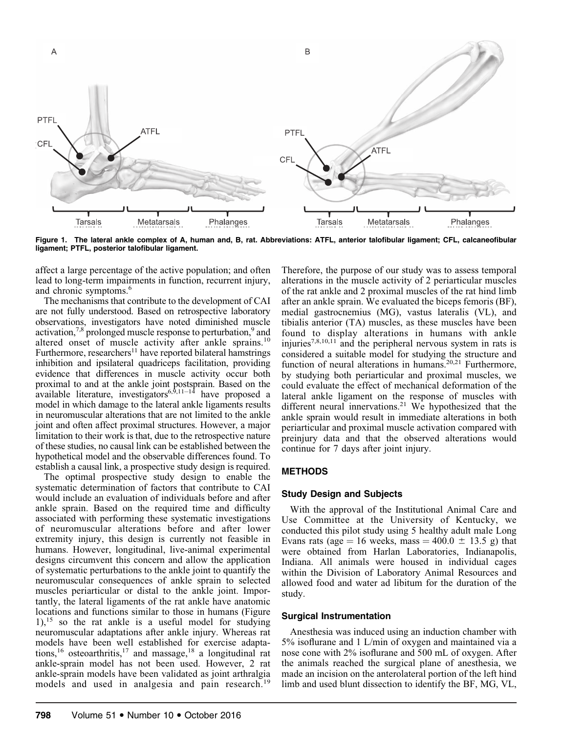A

PTFL

ATFL

CFL

Tarsals

Metatarsals

Phalanges

B

PTFL

ATFL

CFL

Tarsals

Metatarsals

Phalanges

**Figure 1. The lateral ankle complex of A, human and, B, rat. Abbreviations: ATFL, anterior talofibular ligament; CFL, calcaneofibular ligament; PTFL, posterior talofibular ligament.**

affect a large percentage of the active population; and often lead to long-term impairments in function, recurrent injury, and chronic symptoms.[6]

The mechanisms that contribute to the development of CAI are not fully understood. Based on retrospective laboratory observations, investigators have noted diminished muscle activation,[7,8] prolonged muscle response to perturbation,[9] and altered onset of muscle activity after ankle sprains.[10] Furthermore, researchers[11] have reported bilateral hamstrings inhibition and ipsilateral quadriceps facilitation, providing evidence that differences in muscle activity occur both proximal to and at the ankle joint postsprain. Based on the available literature, investigators[6,9,11–14] have proposed a model in which damage to the lateral ankle ligaments results in neuromuscular alterations that are not limited to the ankle joint and often affect proximal structures. However, a major limitation to their work is that, due to the retrospective nature of these studies, no causal link can be established between the hypothetical model and the observable differences found. To establish a causal link, a prospective study design is required.

The optimal prospective study design to enable the systematic determination of factors that contribute to CAI would include an evaluation of individuals before and after ankle sprain. Based on the required time and difficulty associated with performing these systematic investigations of neuromuscular alterations before and after lower extremity injury, this design is currently not feasible in humans. However, longitudinal, live-animal experimental designs circumvent this concern and allow the application of systematic perturbations to the ankle joint to quantify the neuromuscular consequences of ankle sprain to selected muscles periarticular or distal to the ankle joint. Importantly, the lateral ligaments of the rat ankle have anatomic locations and functions similar to those in humans (Figure 1),[15] so the rat ankle is a useful model for studying neuromuscular adaptations after ankle injury. Whereas rat models have been well established for exercise adaptations,[16] osteoarthritis,[17] and massage,[18] a longitudinal rat ankle-sprain model has not been used. However, 2 rat ankle-sprain models have been validated as joint arthralgia models and used in analgesia and pain research.[19] Therefore, the purpose of our study was to assess temporal alterations in the muscle activity of 2 periarticular muscles of the rat ankle and 2 proximal muscles of the rat hind limb after an ankle sprain. We evaluated the biceps femoris (BF), medial gastrocnemius (MG), vastus lateralis (VL), and tibialis anterior (TA) muscles, as these muscles have been found to display alterations in humans with ankle injuries[7,8,10,11] and the peripheral nervous system in rats is considered a suitable model for studying the structure and function of neural alterations in humans.[20,21] Furthermore, by studying both periarticular and proximal muscles, we could evaluate the effect of mechanical deformation of the lateral ankle ligament on the response of muscles with different neural innervations.[21] We hypothesized that the ankle sprain would result in immediate alterations in both periarticular and proximal muscle activation compared with preinjury data and that the observed alterations would continue for 7 days after joint injury.

## METHODS

### Study Design and Subjects

With the approval of the Institutional Animal Care and Use Committee at the University of Kentucky, we conducted this pilot study using 5 healthy adult male Long Evans rats (age = 16 weeks, mass = 400.0 ± 13.5 g) that were obtained from Harlan Laboratories, Indianapolis, Indiana. All animals were housed in individual cages within the Division of Laboratory Animal Resources and allowed food and water ad libitum for the duration of the study.

### Surgical Instrumentation

Anesthesia was induced using an induction chamber with 5% isoflurane and 1 L/min of oxygen and maintained via a nose cone with 2% isoflurane and 500 mL of oxygen. After the animals reached the surgical plane of anesthesia, we made an incision on the anterolateral portion of the left hind limb and used blunt dissection to identify the BF, MG, VL,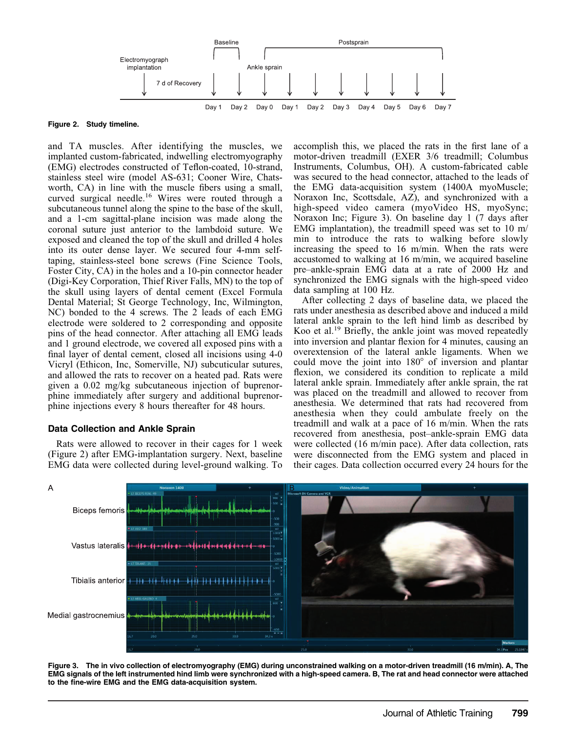Baseline

Postsprain

Electromyograph implantation

7 d of Recovery

Ankle sprain

Day 1 Day 2 Day 0 Day 1 Day 2 Day 3 Day 4 Day 5 Day 6 Day 7

**Figure 2. Study timeline.**

and TA muscles. After identifying the muscles, we implanted custom-fabricated, indwelling electromyography (EMG) electrodes constructed of Teflon-coated, 10-strand, stainless steel wire (model AS-631; Cooner Wire, Chatsworth, CA) in line with the muscle fibers using a small, curved surgical needle.[16] Wires were routed through a subcutaneous tunnel along the spine to the base of the skull, and a 1-cm sagittal-plane incision was made along the coronal suture just anterior to the lambdoid suture. We exposed and cleaned the top of the skull and drilled 4 holes into its outer dense layer. We secured four 4-mm self-taping, stainless-steel bone screws (Fine Science Tools, Foster City, CA) in the holes and a 10-pin connector header (Digi-Key Corporation, Thief River Falls, MN) to the top of the skull using layers of dental cement (Excel Formula Dental Material; St George Technology, Inc, Wilmington, NC) bonded to the 4 screws. The 2 leads of each EMG electrode were soldered to 2 corresponding and opposite pins of the head connector. After attaching all EMG leads and 1 ground electrode, we covered all exposed pins with a final layer of dental cement, closed all incisions using 4-0 Vicryl (Ethicon, Inc, Somerville, NJ) subcuticular sutures, and allowed the rats to recover on a heated pad. Rats were given a 0.02 mg/kg subcutaneous injection of buprenorphine immediately after surgery and additional buprenorphine injections every 8 hours thereafter for 48 hours.

## Data Collection and Ankle Sprain

Rats were allowed to recover in their cages for 1 week (Figure 2) after EMG-implantation surgery. Next, baseline EMG data were collected during level-ground walking. To accomplish this, we placed the rats in the first lane of a motor-driven treadmill (EXER 3/6 treadmill; Columbus Instruments, Columbus, OH). A custom-fabricated cable was secured to the head connector, attached to the leads of the EMG data-acquisition system (1400A myoMuscle; Noraxon Inc, Scottsdale, AZ), and synchronized with a high-speed video camera (myoVideo HS, myoSync; Noraxon Inc; Figure 3). On baseline day 1 (7 days after EMG implantation), the treadmill speed was set to 10 m/min to introduce the rats to walking before slowly increasing the speed to 16 m/min. When the rats were accustomed to walking at 16 m/min, we acquired baseline pre–ankle-sprain EMG data at a rate of 2000 Hz and synchronized the EMG signals with the high-speed video data sampling at 100 Hz.

After collecting 2 days of baseline data, we placed the rats under anesthesia as described above and induced a mild lateral ankle sprain to the left hind limb as described by Koo et al.[19] Briefly, the ankle joint was moved repeatedly into inversion and plantar flexion for 4 minutes, causing an overextension of the lateral ankle ligaments. When we could move the joint into 180° of inversion and plantar flexion, we considered its condition to replicate a mild lateral ankle sprain. Immediately after ankle sprain, the rat was placed on the treadmill and allowed to recover from anesthesia. We determined that rats had recovered from anesthesia when they could ambulate freely on the treadmill and walk at a pace of 16 m/min. When the rats recovered from anesthesia, post–ankle-sprain EMG data were collected (16 m/min pace). After data collection, rats were disconnected from the EMG system and placed in their cages. Data collection occurred every 24 hours for the

A

Biceps femoris

Vastus lateralis

Tibialis anterior

Medial gastrocnemius

B

**Figure 3. The in vivo collection of electromyography (EMG) during unconstrained walking on a motor-driven treadmill (16 m/min). A, The EMG signals of the left instrumented hind limb were synchronized with a high-speed camera. B, The rat and head connector were attached to the fine-wire EMG and the EMG data-acquisition system.**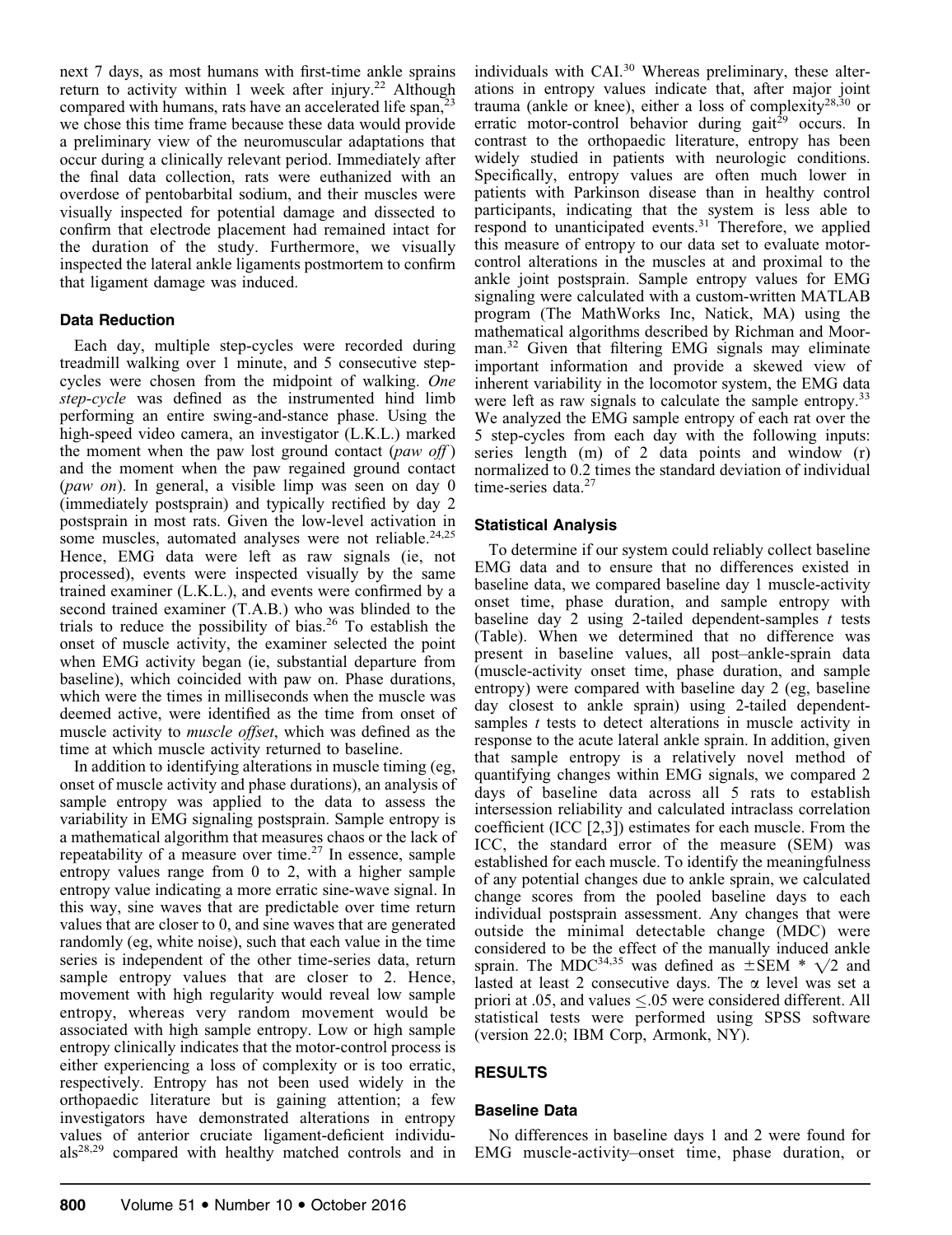next 7 days, as most humans with first-time ankle sprains return to activity within 1 week after injury.[22] Although compared with humans, rats have an accelerated life span,[23] we chose this time frame because these data would provide a preliminary view of the neuromuscular adaptations that occur during a clinically relevant period. Immediately after the final data collection, rats were euthanized with an overdose of pentobarbital sodium, and their muscles were visually inspected for potential damage and dissected to confirm that electrode placement had remained intact for the duration of the study. Furthermore, we visually inspected the lateral ankle ligaments postmortem to confirm that ligament damage was induced.

### Data Reduction

Each day, multiple step-cycles were recorded during treadmill walking over 1 minute, and 5 consecutive step-cycles were chosen from the midpoint of walking. *One step-cycle* was defined as the instrumented hind limb performing an entire swing-and-stance phase. Using the high-speed video camera, an investigator (L.K.L.) marked the moment when the paw lost ground contact (*paw off*) and the moment when the paw regained ground contact (*paw on*). In general, a visible limp was seen on day 0 (immediately postsprain) and typically rectified by day 2 postsprain in most rats. Given the low-level activation in some muscles, automated analyses were not reliable.[24,25] Hence, EMG data were left as raw signals (ie, not processed), events were inspected visually by the same trained examiner (L.K.L.), and events were confirmed by a second trained examiner (T.A.B.) who was blinded to the trials to reduce the possibility of bias.[26] To establish the onset of muscle activity, the examiner selected the point when EMG activity began (ie, substantial departure from baseline), which coincided with paw on. Phase durations, which were the times in milliseconds when the muscle was deemed active, were identified as the time from onset of muscle activity to *muscle offset*, which was defined as the time at which muscle activity returned to baseline.

In addition to identifying alterations in muscle timing (eg, onset of muscle activity and phase durations), an analysis of sample entropy was applied to the data to assess the variability in EMG signaling postsprain. Sample entropy is a mathematical algorithm that measures chaos or the lack of repeatability of a measure over time.[27] In essence, sample entropy values range from 0 to 2, with a higher sample entropy value indicating a more erratic sine-wave signal. In this way, sine waves that are predictable over time return values that are closer to 0, and sine waves that are generated randomly (eg, white noise), such that each value in the time series is independent of the other time-series data, return sample entropy values that are closer to 2. Hence, movement with high regularity would reveal low sample entropy, whereas very random movement would be associated with high sample entropy. Low or high sample entropy clinically indicates that the motor-control process is either experiencing a loss of complexity or is too erratic, respectively. Entropy has not been used widely in the orthopaedic literature but is gaining attention; a few investigators have demonstrated alterations in entropy values of anterior cruciate ligament-deficient individuals[28,29] compared with healthy matched controls and in individuals with CAI.[30] Whereas preliminary, these alterations in entropy values indicate that, after major joint trauma (ankle or knee), either a loss of complexity[28,30] or erratic motor-control behavior during gait[29] occurs. In contrast to the orthopaedic literature, entropy has been widely studied in patients with neurologic conditions. Specifically, entropy values are often much lower in patients with Parkinson disease than in healthy control participants, indicating that the system is less able to respond to unanticipated events.[31] Therefore, we applied this measure of entropy to our data set to evaluate motor-control alterations in the muscles at and proximal to the ankle joint postsprain. Sample entropy values for EMG signaling were calculated with a custom-written MATLAB program (The MathWorks Inc, Natick, MA) using the mathematical algorithms described by Richman and Moorman.[32] Given that filtering EMG signals may eliminate important information and provide a skewed view of inherent variability in the locomotor system, the EMG data were left as raw signals to calculate the sample entropy.[33] We analyzed the EMG sample entropy of each rat over the 5 step-cycles from each day with the following inputs: series length (m) of 2 data points and window (r) normalized to 0.2 times the standard deviation of individual time-series data.[27]

### Statistical Analysis

To determine if our system could reliably collect baseline EMG data and to ensure that no differences existed in baseline data, we compared baseline day 1 muscle-activity onset time, phase duration, and sample entropy with baseline day 2 using 2-tailed dependent-samples *t* tests (Table). When we determined that no difference was present in baseline values, all post–ankle-sprain data (muscle-activity onset time, phase duration, and sample entropy) were compared with baseline day 2 (eg, baseline day closest to ankle sprain) using 2-tailed dependent-samples *t* tests to detect alterations in muscle activity in response to the acute lateral ankle sprain. In addition, given that sample entropy is a relatively novel method of quantifying changes within EMG signals, we compared 2 days of baseline data across all 5 rats to establish intersession reliability and calculated intraclass correlation coefficient (ICC [2,3]) estimates for each muscle. From the ICC, the standard error of the measure (SEM) was established for each muscle. To identify the meaningfulness of any potential changes due to ankle sprain, we calculated change scores from the pooled baseline days to each individual postsprain assessment. Any changes that were outside the minimal detectable change (MDC) were considered to be the effect of the manually induced ankle sprain. The MDC[34,35] was defined as $\pm \text{SEM} * \sqrt{2}$ and lasted at least 2 consecutive days. The $\alpha$ level was set a priori at .05, and values $\leq$.05 were considered different. All statistical tests were performed using SPSS software (version 22.0; IBM Corp, Armonk, NY).

## RESULTS

### Baseline Data

No differences in baseline days 1 and 2 were found for EMG muscle-activity–onset time, phase duration, or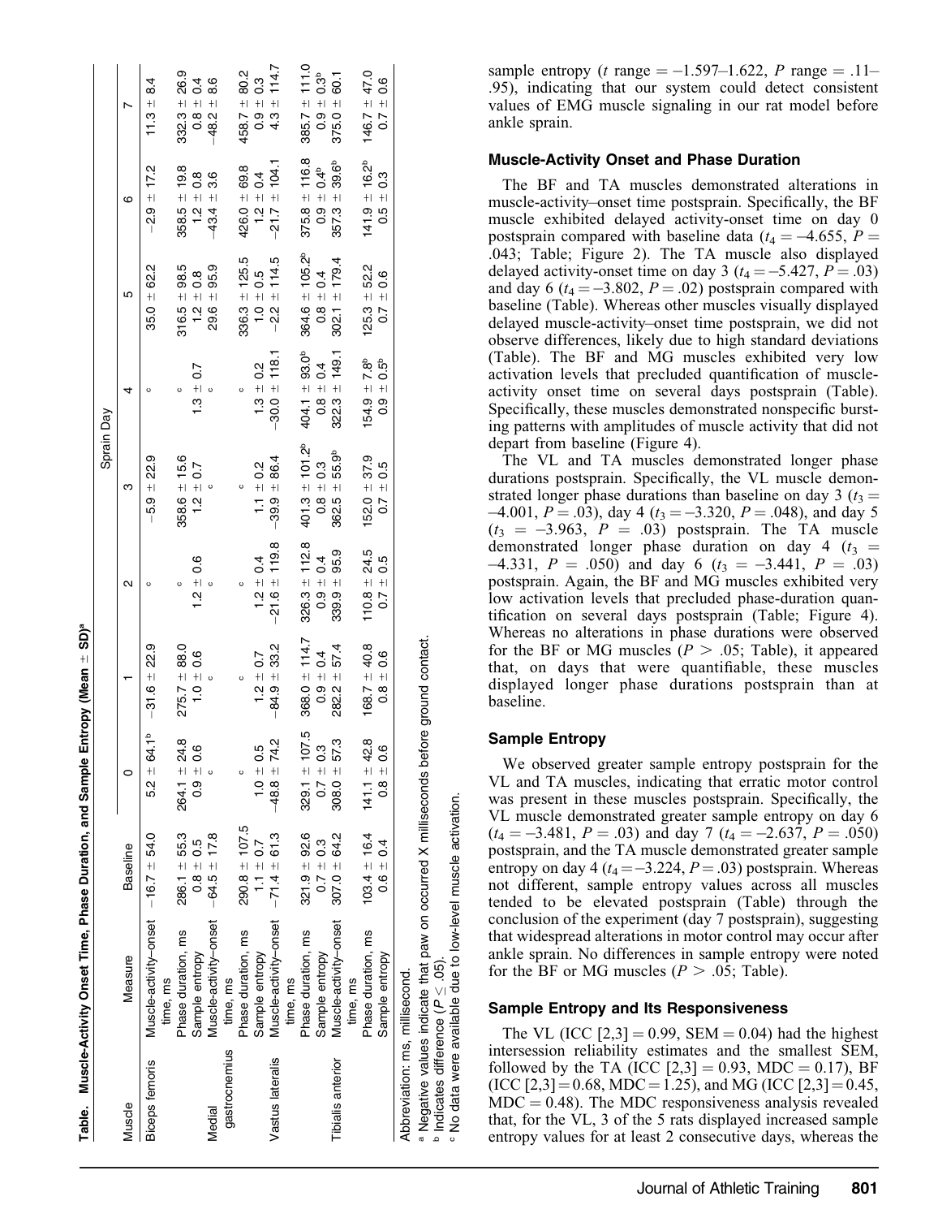**Table. Muscle-Activity Onset Time, Phase Duration, and Sample Entropy (Mean ± SD)[a]**

| Muscle | Measure | Baseline | Sprain Day | | | | | | | |
|---|---|---|---|---|---|---|---|---|---|---|
| | | | 0 | 1 | 2 | 3 | 4 | 5 | 6 | 7 |
| Biceps femoris | Muscle-activity–onset time, ms | −16.7 ± 54.0 | 5.2 ± 64.1[b] | −31.6 ± 22.9 | [c] | −5.9 ± 22.9 | [c] | 35.0 ± 62.2 | −2.9 ± 17.2 | 11.3 ± 8.4 |
| | Phase duration, ms | 286.1 ± 55.3 | 264.1 ± 24.8 | 275.7 ± 88.0 | [c] | 358.6 ± 15.6 | [c] | 316.5 ± 98.5 | 358.5 ± 19.8 | 332.3 ± 26.9 |
| | Sample entropy | 0.8 ± 0.5 | 0.9 ± 0.6 | 1.0 ± 0.6 | 1.2 ± 0.6 | 1.2 ± 0.7 | 1.3 ± 0.7 | 1.2 ± 0.8 | 1.2 ± 0.8 | 0.8 ± 0.4 |
| Medial gastrocnemius | Muscle-activity–onset time, ms | −64.5 ± 17.8 | [c] | [c] | [c] | [c] | [c] | 29.6 ± 95.9 | −43.4 ± 3.6 | −48.2 ± 8.6 |
| | Phase duration, ms | 290.8 ± 107.5 | [c] | [c] | [c] | [c] | [c] | 336.3 ± 125.5 | 426.0 ± 69.8 | 458.7 ± 80.2 |
| | Sample entropy | 1.1 ± 0.7 | 1.0 ± 0.5 | 1.2 ± 0.7 | 1.2 ± 0.4 | 1.1 ± 0.2 | 1.3 ± 0.2 | 1.0 ± 0.5 | 1.2 ± 0.4 | 0.9 ± 0.3 |
| Vastus lateralis | Muscle-activity–onset time, ms | −71.4 ± 61.3 | −48.8 ± 74.2 | −84.9 ± 33.2 | −21.6 ± 119.8 | −39.9 ± 86.4 | −30.0 ± 118.1 | −2.2 ± 114.5 | −21.7 ± 104.1 | 4.3 ± 114.7 |
| | Phase duration, ms | 321.9 ± 92.6 | 329.1 ± 107.5 | 368.0 ± 114.7 | 326.3 ± 112.8 | 401.3 ± 101.2[b] | 404.1 ± 93.0[b] | 364.6 ± 105.2[b] | 375.8 ± 116.8 | 385.7 ± 111.0 |
| | Sample entropy | 0.7 ± 0.3 | 0.7 ± 0.3 | 0.9 ± 0.4 | 0.9 ± 0.4 | 0.8 ± 0.3 | 0.8 ± 0.4 | 0.8 ± 0.4 | 0.9 ± 0.4[b] | 0.9 ± 0.3[b] |
| Tibialis anterior | Muscle-activity–onset time, ms | 307.0 ± 64.2 | 308.0 ± 57.3 | 282.2 ± 57.4 | 339.9 ± 95.9 | 362.5 ± 55.9[b] | 322.3 ± 149.1 | 302.1 ± 179.4 | 357.3 ± 39.6[b] | 375.0 ± 60.1 |
| | Phase duration, ms | 103.4 ± 16.4 | 141.1 ± 42.8 | 168.7 ± 40.8 | 110.8 ± 24.5 | 152.0 ± 37.9 | 154.9 ± 7.8[b] | 125.3 ± 52.2 | 141.9 ± 16.2[b] | 146.7 ± 47.0 |
| | Sample entropy | 0.6 ± 0.4 | 0.8 ± 0.6 | 0.8 ± 0.6 | 0.7 ± 0.5 | 0.7 ± 0.5 | 0.9 ± 0.5[b] | 0.7 ± 0.6 | 0.5 ± 0.3 | 0.7 ± 0.6 |

Abbreviation: ms, millisecond.
[a] Negative values indicate that paw on occurred X milliseconds before ground contact.
[b] Indicates difference ($P \leq .05$).
[c] No data were available due to low-level muscle activation.

sample entropy ($t$ range = −1.597–1.622, $P$ range = .11–.95), indicating that our system could detect consistent values of EMG muscle signaling in our rat model before ankle sprain.

### Muscle-Activity Onset and Phase Duration

The BF and TA muscles demonstrated alterations in muscle-activity–onset time postsprain. Specifically, the BF muscle exhibited delayed activity-onset time on day 0 postsprain compared with baseline data ($t_4 = -4.655$, $P = .043$; Table; Figure 2). The TA muscle also displayed delayed activity-onset time on day 3 ($t_4 = -5.427$, $P = .03$) and day 6 ($t_4 = -3.802$, $P = .02$) postsprain compared with baseline (Table). Whereas other muscles visually displayed delayed muscle-activity–onset time postsprain, we did not observe differences, likely due to high standard deviations (Table). The BF and MG muscles exhibited very low activation levels that precluded quantification of muscle-activity onset time on several days postsprain (Table). Specifically, these muscles demonstrated nonspecific bursting patterns with amplitudes of muscle activity that did not depart from baseline (Figure 4).

The VL and TA muscles demonstrated longer phase durations postsprain. Specifically, the VL muscle demonstrated longer phase durations than baseline on day 3 ($t_3 = -4.001$, $P = .03$), day 4 ($t_3 = -3.320$, $P = .048$), and day 5 ($t_3 = -3.963$, $P = .03$) postsprain. The TA muscle demonstrated longer phase duration on day 4 ($t_3 = -4.331$, $P = .050$) and day 6 ($t_3 = -3.441$, $P = .03$) postsprain. Again, the BF and MG muscles exhibited very low activation levels that precluded phase-duration quantification on several days postsprain (Table; Figure 4). Whereas no alterations in phase durations were observed for the BF or MG muscles ($P > .05$; Table), it appeared that, on days that were quantifiable, these muscles displayed longer phase durations postsprain than at baseline.

### Sample Entropy

We observed greater sample entropy postsprain for the VL and TA muscles, indicating that erratic motor control was present in these muscles postsprain. Specifically, the VL muscle demonstrated greater sample entropy on day 6 ($t_4 = -3.481$, $P = .03$) and day 7 ($t_4 = -2.637$, $P = .050$) postsprain, and the TA muscle demonstrated greater sample entropy on day 4 ($t_4 = -3.224$, $P = .03$) postsprain. Whereas not different, sample entropy values across all muscles tended to be elevated postsprain (Table) through the conclusion of the experiment (day 7 postsprain), suggesting that widespread alterations in motor control may occur after ankle sprain. No differences in sample entropy were noted for the BF or MG muscles ($P > .05$; Table).

### Sample Entropy and Its Responsiveness

The VL (ICC [2,3] = 0.99, SEM = 0.04) had the highest intersession reliability estimates and the smallest SEM, followed by the TA (ICC [2,3] = 0.93, MDC = 0.17), BF (ICC [2,3] = 0.68, MDC = 1.25), and MG (ICC [2,3] = 0.45, MDC = 0.48). The MDC responsiveness analysis revealed that, for the VL, 3 of the 5 rats displayed increased sample entropy values for at least 2 consecutive days, whereas the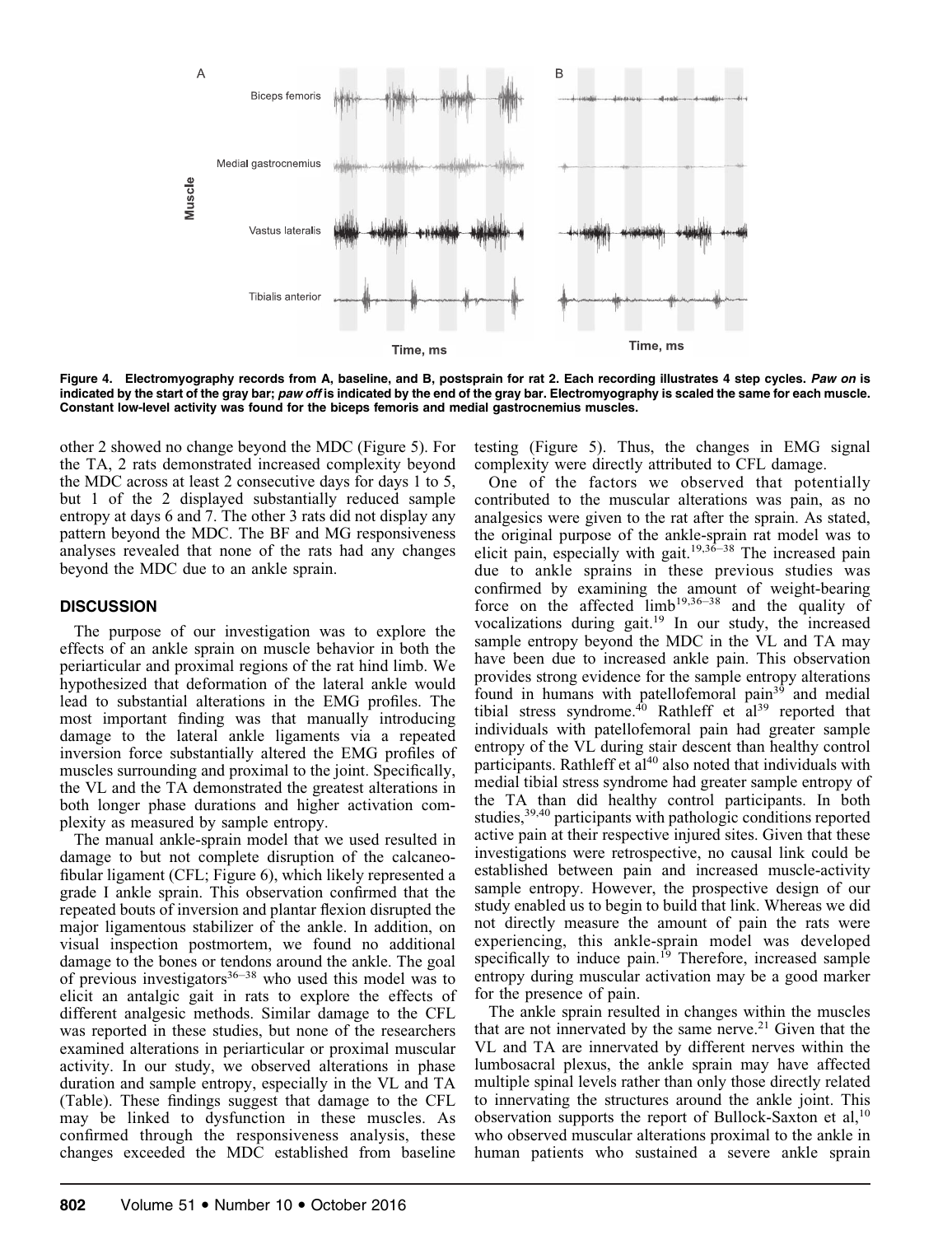Figure 4. Electromyography records from A, baseline, and B, postsprain for rat 2. Each recording illustrates 4 step cycles. *Paw on* is indicated by the start of the gray bar; *paw off* is indicated by the end of the gray bar. Electromyography is scaled the same for each muscle. Constant low-level activity was found for the biceps femoris and medial gastrocnemius muscles.

other 2 showed no change beyond the MDC (Figure 5). For the TA, 2 rats demonstrated increased complexity beyond the MDC across at least 2 consecutive days for days 1 to 5, but 1 of the 2 displayed substantially reduced sample entropy at days 6 and 7. The other 3 rats did not display any pattern beyond the MDC. The BF and MG responsiveness analyses revealed that none of the rats had any changes beyond the MDC due to an ankle sprain.

## DISCUSSION

The purpose of our investigation was to explore the effects of an ankle sprain on muscle behavior in both the periarticular and proximal regions of the rat hind limb. We hypothesized that deformation of the lateral ankle would lead to substantial alterations in the EMG profiles. The most important finding was that manually introducing damage to the lateral ankle ligaments via a repeated inversion force substantially altered the EMG profiles of muscles surrounding and proximal to the joint. Specifically, the VL and the TA demonstrated the greatest alterations in both longer phase durations and higher activation complexity as measured by sample entropy.

The manual ankle-sprain model that we used resulted in damage to but not complete disruption of the calcaneofibular ligament (CFL; Figure 6), which likely represented a grade I ankle sprain. This observation confirmed that the repeated bouts of inversion and plantar flexion disrupted the major ligamentous stabilizer of the ankle. In addition, on visual inspection postmortem, we found no additional damage to the bones or tendons around the ankle. The goal of previous investigators[36–38] who used this model was to elicit an antalgic gait in rats to explore the effects of different analgesic methods. Similar damage to the CFL was reported in these studies, but none of the researchers examined alterations in periarticular or proximal muscular activity. In our study, we observed alterations in phase duration and sample entropy, especially in the VL and TA (Table). These findings suggest that damage to the CFL may be linked to dysfunction in these muscles. As confirmed through the responsiveness analysis, these changes exceeded the MDC established from baseline testing (Figure 5). Thus, the changes in EMG signal complexity were directly attributed to CFL damage.

One of the factors we observed that potentially contributed to the muscular alterations was pain, as no analgesics were given to the rat after the sprain. As stated, the original purpose of the ankle-sprain rat model was to elicit pain, especially with gait.[19,36–38] The increased pain due to ankle sprains in these previous studies was confirmed by examining the amount of weight-bearing force on the affected limb[19,36–38] and the quality of vocalizations during gait.[19] In our study, the increased sample entropy beyond the MDC in the VL and TA may have been due to increased ankle pain. This observation provides strong evidence for the sample entropy alterations found in humans with patellofemoral pain[39] and medial tibial stress syndrome.[40] Rathleff et al[39] reported that individuals with patellofemoral pain had greater sample entropy of the VL during stair descent than healthy control participants. Rathleff et al[40] also noted that individuals with medial tibial stress syndrome had greater sample entropy of the TA than did healthy control participants. In both studies,[39,40] participants with pathologic conditions reported active pain at their respective injured sites. Given that these investigations were retrospective, no causal link could be established between pain and increased muscle-activity sample entropy. However, the prospective design of our study enabled us to begin to build that link. Whereas we did not directly measure the amount of pain the rats were experiencing, this ankle-sprain model was developed specifically to induce pain.[19] Therefore, increased sample entropy during muscular activation may be a good marker for the presence of pain.

The ankle sprain resulted in changes within the muscles that are not innervated by the same nerve.[21] Given that the VL and TA are innervated by different nerves within the lumbosacral plexus, the ankle sprain may have affected multiple spinal levels rather than only those directly related to innervating the structures around the ankle joint. This observation supports the report of Bullock-Saxton et al,[10] who observed muscular alterations proximal to the ankle in human patients who sustained a severe ankle sprain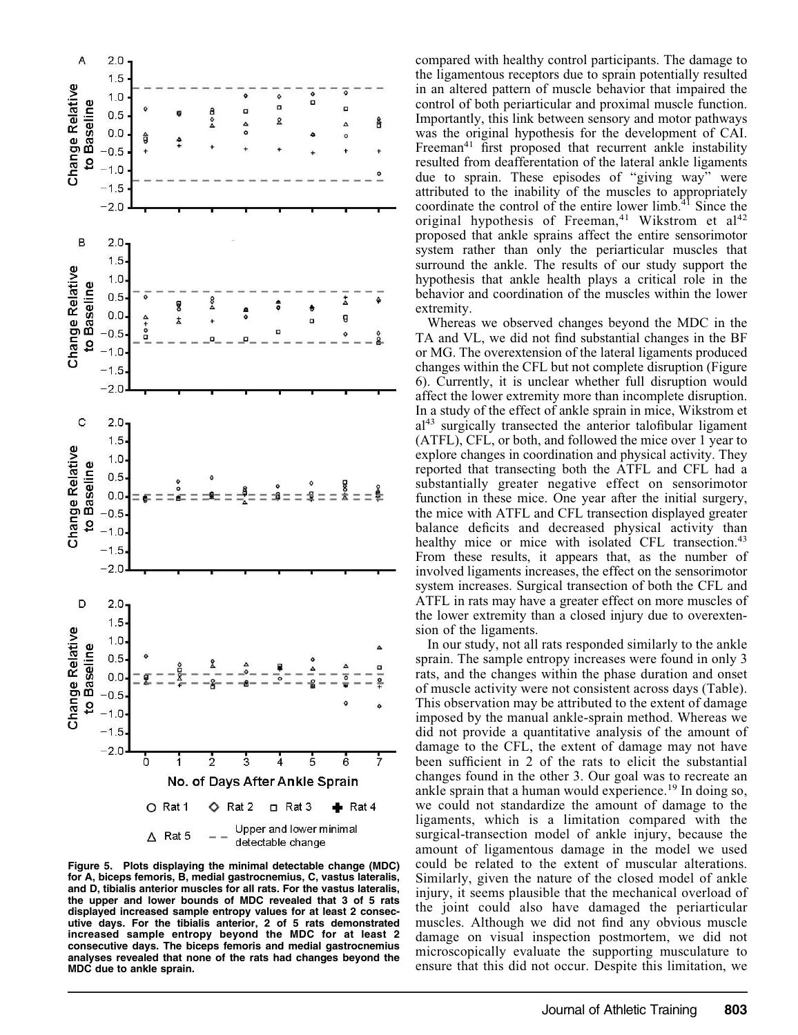A
2.0
1.5
1.0
0.5
0.0
−0.5
−1.0
−1.5
−2.0
Change Relative to Baseline

B
2.0
1.5
1.0
0.5
0.0
−0.5
−1.0
−1.5
−2.0
Change Relative to Baseline

C
2.0
1.5
1.0
0.5
0.0
−0.5
−1.0
−1.5
−2.0
Change Relative to Baseline

D
2.0
1.5
1.0
0.5
0.0
−0.5
−1.0
−1.5
−2.0
Change Relative to Baseline

0 1 2 3 4 5 6 7
No. of Days After Ankle Sprain

○ Rat 1 ◇ Rat 2 □ Rat 3 ✚ Rat 4
△ Rat 5 – – Upper and lower minimal detectable change

**Figure 5. Plots displaying the minimal detectable change (MDC) for A, biceps femoris, B, medial gastrocnemius, C, vastus lateralis, and D, tibialis anterior muscles for all rats. For the vastus lateralis, the upper and lower bounds of MDC revealed that 3 of 5 rats displayed increased sample entropy values for at least 2 consecutive days. For the tibialis anterior, 2 of 5 rats demonstrated increased sample entropy beyond the MDC for at least 2 consecutive days. The biceps femoris and medial gastrocnemius analyses revealed that none of the rats had changes beyond the MDC due to ankle sprain.**

compared with healthy control participants. The damage to the ligamentous receptors due to sprain potentially resulted in an altered pattern of muscle behavior that impaired the control of both periarticular and proximal muscle function. Importantly, this link between sensory and motor pathways was the original hypothesis for the development of CAI. Freeman[41] first proposed that recurrent ankle instability resulted from deafferentation of the lateral ankle ligaments due to sprain. These episodes of "giving way" were attributed to the inability of the muscles to appropriately coordinate the control of the entire lower limb.[41] Since the original hypothesis of Freeman,[41] Wikstrom et al[42] proposed that ankle sprains affect the entire sensorimotor system rather than only the periarticular muscles that surround the ankle. The results of our study support the hypothesis that ankle health plays a critical role in the behavior and coordination of the muscles within the lower extremity.

Whereas we observed changes beyond the MDC in the TA and VL, we did not find substantial changes in the BF or MG. The overextension of the lateral ligaments produced changes within the CFL but not complete disruption (Figure 6). Currently, it is unclear whether full disruption would affect the lower extremity more than incomplete disruption. In a study of the effect of ankle sprain in mice, Wikstrom et al[43] surgically transected the anterior talofibular ligament (ATFL), CFL, or both, and followed the mice over 1 year to explore changes in coordination and physical activity. They reported that transecting both the ATFL and CFL had a substantially greater negative effect on sensorimotor function in these mice. One year after the initial surgery, the mice with ATFL and CFL transection displayed greater balance deficits and decreased physical activity than healthy mice or mice with isolated CFL transection.[43] From these results, it appears that, as the number of involved ligaments increases, the effect on the sensorimotor system increases. Surgical transection of both the CFL and ATFL in rats may have a greater effect on more muscles of the lower extremity than a closed injury due to overextension of the ligaments.

In our study, not all rats responded similarly to the ankle sprain. The sample entropy increases were found in only 3 rats, and the changes within the phase duration and onset of muscle activity were not consistent across days (Table). This observation may be attributed to the extent of damage imposed by the manual ankle-sprain method. Whereas we did not provide a quantitative analysis of the amount of damage to the CFL, the extent of damage may not have been sufficient in 2 of the rats to elicit the substantial changes found in the other 3. Our goal was to recreate an ankle sprain that a human would experience.[19] In doing so, we could not standardize the amount of damage to the ligaments, which is a limitation compared with the surgical-transection model of ankle injury, because the amount of ligamentous damage in the model we used could be related to the extent of muscular alterations. Similarly, given the nature of the closed model of ankle injury, it seems plausible that the mechanical overload of the joint could also have damaged the periarticular muscles. Although we did not find any obvious muscle damage on visual inspection postmortem, we did not microscopically evaluate the supporting musculature to ensure that this did not occur. Despite this limitation, we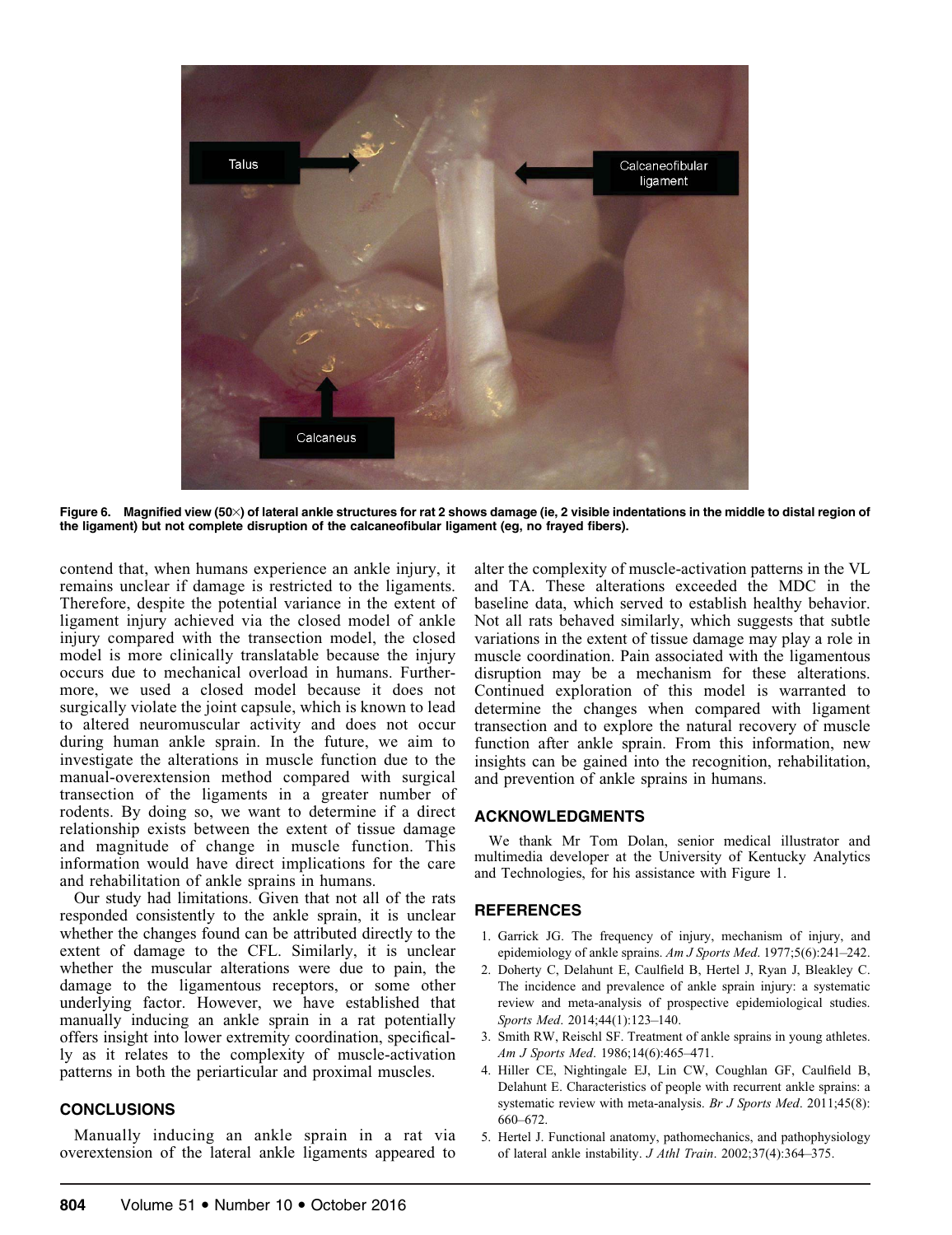Talus

Calcaneofibular ligament

Calcaneus

**Figure 6. Magnified view (50×) of lateral ankle structures for rat 2 shows damage (ie, 2 visible indentations in the middle to distal region of the ligament) but not complete disruption of the calcaneofibular ligament (eg, no frayed fibers).**

contend that, when humans experience an ankle injury, it remains unclear if damage is restricted to the ligaments. Therefore, despite the potential variance in the extent of ligament injury achieved via the closed model of ankle injury compared with the transection model, the closed model is more clinically translatable because the injury occurs due to mechanical overload in humans. Furthermore, we used a closed model because it does not surgically violate the joint capsule, which is known to lead to altered neuromuscular activity and does not occur during human ankle sprain. In the future, we aim to investigate the alterations in muscle function due to the manual-overextension method compared with surgical transection of the ligaments in a greater number of rodents. By doing so, we want to determine if a direct relationship exists between the extent of tissue damage and magnitude of change in muscle function. This information would have direct implications for the care and rehabilitation of ankle sprains in humans.

Our study had limitations. Given that not all of the rats responded consistently to the ankle sprain, it is unclear whether the changes found can be attributed directly to the extent of damage to the CFL. Similarly, it is unclear whether the muscular alterations were due to pain, the damage to the ligamentous receptors, or some other underlying factor. However, we have established that manually inducing an ankle sprain in a rat potentially offers insight into lower extremity coordination, specifically as it relates to the complexity of muscle-activation patterns in both the periarticular and proximal muscles.

## CONCLUSIONS

Manually inducing an ankle sprain in a rat via overextension of the lateral ankle ligaments appeared to alter the complexity of muscle-activation patterns in the VL and TA. These alterations exceeded the MDC in the baseline data, which served to establish healthy behavior. Not all rats behaved similarly, which suggests that subtle variations in the extent of tissue damage may play a role in muscle coordination. Pain associated with the ligamentous disruption may be a mechanism for these alterations. Continued exploration of this model is warranted to determine the changes when compared with ligament transection and to explore the natural recovery of muscle function after ankle sprain. From this information, new insights can be gained into the recognition, rehabilitation, and prevention of ankle sprains in humans.

## ACKNOWLEDGMENTS

We thank Mr Tom Dolan, senior medical illustrator and multimedia developer at the University of Kentucky Analytics and Technologies, for his assistance with Figure 1.

## REFERENCES

1. Garrick JG. The frequency of injury, mechanism of injury, and epidemiology of ankle sprains. *Am J Sports Med*. 1977;5(6):241–242.
2. Doherty C, Delahunt E, Caulfield B, Hertel J, Ryan J, Bleakley C. The incidence and prevalence of ankle sprain injury: a systematic review and meta-analysis of prospective epidemiological studies. *Sports Med*. 2014;44(1):123–140.
3. Smith RW, Reischl SF. Treatment of ankle sprains in young athletes. *Am J Sports Med*. 1986;14(6):465–471.
4. Hiller CE, Nightingale EJ, Lin CW, Coughlan GF, Caulfield B, Delahunt E. Characteristics of people with recurrent ankle sprains: a systematic review with meta-analysis. *Br J Sports Med*. 2011;45(8):660–672.
5. Hertel J. Functional anatomy, pathomechanics, and pathophysiology of lateral ankle instability. *J Athl Train*. 2002;37(4):364–375.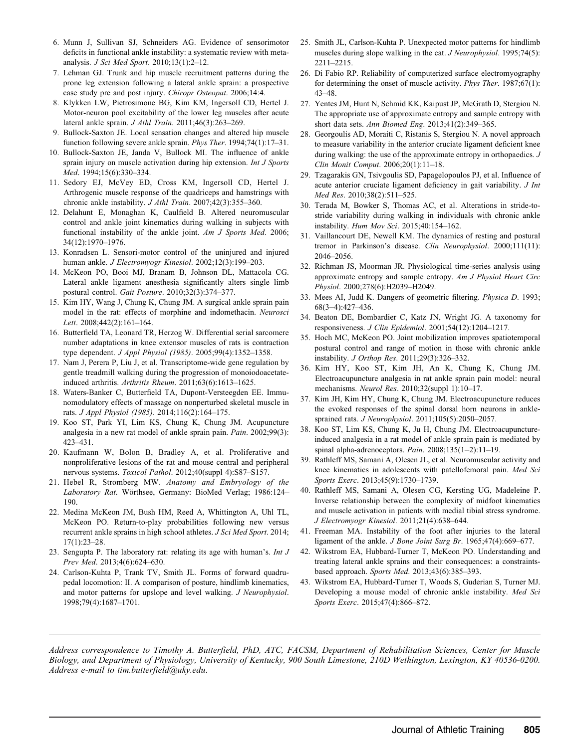6. Munn J, Sullivan SJ, Schneiders AG. Evidence of sensorimotor deficits in functional ankle instability: a systematic review with meta-analysis. *J Sci Med Sport*. 2010;13(1):2–12.
7. Lehman GJ. Trunk and hip muscle recruitment patterns during the prone leg extension following a lateral ankle sprain: a prospective case study pre and post injury. *Chiropr Osteopat*. 2006;14:4.
8. Klykken LW, Pietrosimone BG, Kim KM, Ingersoll CD, Hertel J. Motor-neuron pool excitability of the lower leg muscles after acute lateral ankle sprain. *J Athl Train*. 2011;46(3):263–269.
9. Bullock-Saxton JE. Local sensation changes and altered hip muscle function following severe ankle sprain. *Phys Ther*. 1994;74(1):17–31.
10. Bullock-Saxton JE, Janda V, Bullock MI. The influence of ankle sprain injury on muscle activation during hip extension. *Int J Sports Med*. 1994;15(6):330–334.
11. Sedory EJ, McVey ED, Cross KM, Ingersoll CD, Hertel J. Arthrogenic muscle response of the quadriceps and hamstrings with chronic ankle instability. *J Athl Train*. 2007;42(3):355–360.
12. Delahunt E, Monaghan K, Caulfield B. Altered neuromuscular control and ankle joint kinematics during walking in subjects with functional instability of the ankle joint. *Am J Sports Med*. 2006; 34(12):1970–1976.
13. Konradsen L. Sensori-motor control of the uninjured and injured human ankle. *J Electromyogr Kinesiol*. 2002;12(3):199–203.
14. McKeon PO, Booi MJ, Branam B, Johnson DL, Mattacola CG. Lateral ankle ligament anesthesia significantly alters single limb postural control. *Gait Posture*. 2010;32(3):374–377.
15. Kim HY, Wang J, Chung K, Chung JM. A surgical ankle sprain pain model in the rat: effects of morphine and indomethacin. *Neurosci Lett*. 2008;442(2):161–164.
16. Butterfield TA, Leonard TR, Herzog W. Differential serial sarcomere number adaptations in knee extensor muscles of rats is contraction type dependent. *J Appl Physiol (1985)*. 2005;99(4):1352–1358.
17. Nam J, Perera P, Liu J, et al. Transcriptome-wide gene regulation by gentle treadmill walking during the progression of monoiodoacetate-induced arthritis. *Arthritis Rheum*. 2011;63(6):1613–1625.
18. Waters-Banker C, Butterfield TA, Dupont-Versteegden EE. Immunomodulatory effects of massage on nonperturbed skeletal muscle in rats. *J Appl Physiol (1985)*. 2014;116(2):164–175.
19. Koo ST, Park YI, Lim KS, Chung K, Chung JM. Acupuncture analgesia in a new rat model of ankle sprain pain. *Pain*. 2002;99(3): 423–431.
20. Kaufmann W, Bolon B, Bradley A, et al. Proliferative and nonproliferative lesions of the rat and mouse central and peripheral nervous systems. *Toxicol Pathol*. 2012;40(suppl 4):S87–S157.
21. Hebel R, Stromberg MW. *Anatomy and Embryology of the Laboratory Rat*. Wörthsee, Germany: BioMed Verlag; 1986:124–190.
22. Medina McKeon JM, Bush HM, Reed A, Whittington A, Uhl TL, McKeon PO. Return-to-play probabilities following new versus recurrent ankle sprains in high school athletes. *J Sci Med Sport*. 2014; 17(1):23–28.
23. Sengupta P. The laboratory rat: relating its age with human's. *Int J Prev Med*. 2013;4(6):624–630.
24. Carlson-Kuhta P, Trank TV, Smith JL. Forms of forward quadrupedal locomotion: II. A comparison of posture, hindlimb kinematics, and motor patterns for upslope and level walking. *J Neurophysiol*. 1998;79(4):1687–1701.
25. Smith JL, Carlson-Kuhta P. Unexpected motor patterns for hindlimb muscles during slope walking in the cat. *J Neurophysiol*. 1995;74(5): 2211–2215.
26. Di Fabio RP. Reliability of computerized surface electromyography for determining the onset of muscle activity. *Phys Ther*. 1987;67(1): 43–48.
27. Yentes JM, Hunt N, Schmid KK, Kaipust JP, McGrath D, Stergiou N. The appropriate use of approximate entropy and sample entropy with short data sets. *Ann Biomed Eng*. 2013;41(2):349–365.
28. Georgoulis AD, Moraiti C, Ristanis S, Stergiou N. A novel approach to measure variability in the anterior cruciate ligament deficient knee during walking: the use of the approximate entropy in orthopaedics. *J Clin Monit Comput*. 2006;20(1):11–18.
29. Tzagarakis GN, Tsivgoulis SD, Papagelopoulos PJ, et al. Influence of acute anterior cruciate ligament deficiency in gait variability. *J Int Med Res*. 2010;38(2):511–525.
30. Terada M, Bowker S, Thomas AC, et al. Alterations in stride-to-stride variability during walking in individuals with chronic ankle instability. *Hum Mov Sci*. 2015;40:154–162.
31. Vaillancourt DE, Newell KM. The dynamics of resting and postural tremor in Parkinson's disease. *Clin Neurophysiol*. 2000;111(11): 2046–2056.
32. Richman JS, Moorman JR. Physiological time-series analysis using approximate entropy and sample entropy. *Am J Physiol Heart Circ Physiol*. 2000;278(6):H2039–H2049.
33. Mees AI, Judd K. Dangers of geometric filtering. *Physica D*. 1993; 68(3–4):427–436.
34. Beaton DE, Bombardier C, Katz JN, Wright JG. A taxonomy for responsiveness. *J Clin Epidemiol*. 2001;54(12):1204–1217.
35. Hoch MC, McKeon PO. Joint mobilization improves spatiotemporal postural control and range of motion in those with chronic ankle instability. *J Orthop Res*. 2011;29(3):326–332.
36. Kim HY, Koo ST, Kim JH, An K, Chung K, Chung JM. Electroacupuncture analgesia in rat ankle sprain pain model: neural mechanisms. *Neurol Res*. 2010;32(suppl 1):10–17.
37. Kim JH, Kim HY, Chung K, Chung JM. Electroacupuncture reduces the evoked responses of the spinal dorsal horn neurons in ankle-sprained rats. *J Neurophysiol*. 2011;105(5):2050–2057.
38. Koo ST, Lim KS, Chung K, Ju H, Chung JM. Electroacupuncture-induced analgesia in a rat model of ankle sprain pain is mediated by spinal alpha-adrenoceptors. *Pain*. 2008;135(1–2):11–19.
39. Rathleff MS, Samani A, Olesen JL, et al. Neuromuscular activity and knee kinematics in adolescents with patellofemoral pain. *Med Sci Sports Exerc*. 2013;45(9):1730–1739.
40. Rathleff MS, Samani A, Olesen CG, Kersting UG, Madeleine P. Inverse relationship between the complexity of midfoot kinematics and muscle activation in patients with medial tibial stress syndrome. *J Electromyogr Kinesiol*. 2011;21(4):638–644.
41. Freeman MA. Instability of the foot after injuries to the lateral ligament of the ankle. *J Bone Joint Surg Br*. 1965;47(4):669–677.
42. Wikstrom EA, Hubbard-Turner T, McKeon PO. Understanding and treating lateral ankle sprains and their consequences: a constraints-based approach. *Sports Med*. 2013;43(6):385–393.
43. Wikstrom EA, Hubbard-Turner T, Woods S, Guderian S, Turner MJ. Developing a mouse model of chronic ankle instability. *Med Sci Sports Exerc*. 2015;47(4):866–872.

*Address correspondence to Timothy A. Butterfield, PhD, ATC, FACSM, Department of Rehabilitation Sciences, Center for Muscle Biology, and Department of Physiology, University of Kentucky, 900 South Limestone, 210D Wethington, Lexington, KY 40536-0200. Address e-mail to tim.butterfield@uky.edu.*